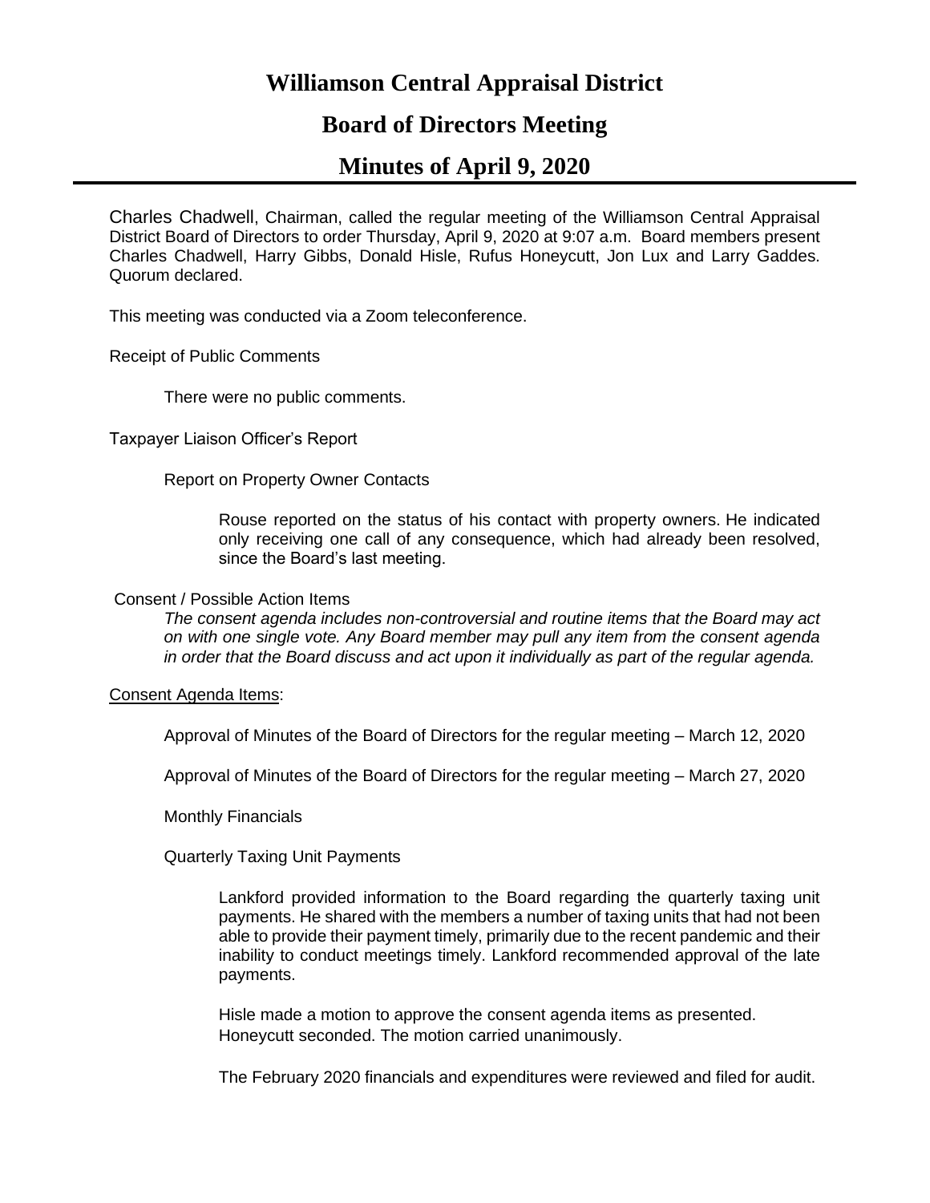# Williamson Central Appraisal District

## Board of Directors Meeting

## Minutes of April 9, 2020

Charles Chadwell, Chairman, called the regular meeting of the Williamson Central Appraisal District Board of Directors to order Thursday, April 9, 2020 at 9:07 a.m. Board members present Charles Chadwell, Harry Gibbs, Donald Hisle, Rufus Honeycutt, Jon Lux and Larry Gaddes. Quorum declared.

This meeting was conducted via a Zoom teleconference.

Receipt of Public Comments

There were no public comments.

Taxpayer Liaison Officer's Report

Report on Property Owner Contacts

Rouse reported on the status of his contact with property owners. He indicated only receiving one call of any consequence, which had already been resolved, since the Board's last meeting.

Consent / Possible Action Items

*The consent agenda includes non-controversial and routine items that the Board may act on with one single vote. Any Board member may pull any item from the consent agenda in order that the Board discuss and act upon it individually as part of the regular agenda.*

<u>Consent Agenda Items</u>:

Approval of Minutes of the Board of Directors for the regular meeting – March 12, 2020

Approval of Minutes of the Board of Directors for the regular meeting – March 27, 2020

Monthly Financials

Quarterly Taxing Unit Payments

Lankford provided information to the Board regarding the quarterly taxing unit payments. He shared with the members a number of taxing units that had not been able to provide their payment timely, primarily due to the recent pandemic and their inability to conduct meetings timely. Lankford recommended approval of the late payments.

Hisle made a motion to approve the consent agenda items as presented. Honeycutt seconded. The motion carried unanimously.

The February 2020 financials and expenditures were reviewed and filed for audit.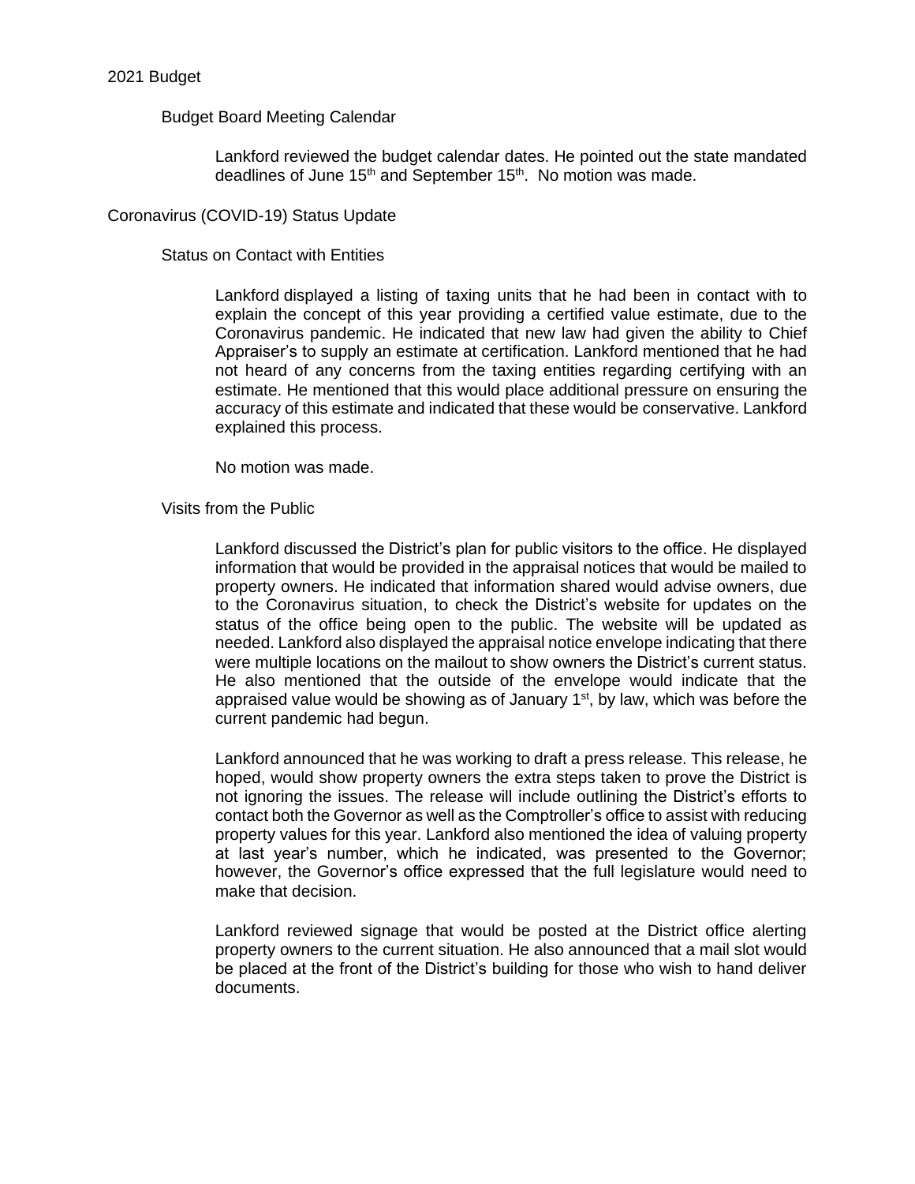## 2021 Budget

### Budget Board Meeting Calendar

Lankford reviewed the budget calendar dates. He pointed out the state mandated deadlines of June 15th and September 15th. No motion was made.

## Coronavirus (COVID-19) Status Update

### Status on Contact with Entities

Lankford displayed a listing of taxing units that he had been in contact with to explain the concept of this year providing a certified value estimate, due to the Coronavirus pandemic. He indicated that new law had given the ability to Chief Appraiser's to supply an estimate at certification. Lankford mentioned that he had not heard of any concerns from the taxing entities regarding certifying with an estimate. He mentioned that this would place additional pressure on ensuring the accuracy of this estimate and indicated that these would be conservative. Lankford explained this process.

No motion was made.

### Visits from the Public

Lankford discussed the District's plan for public visitors to the office. He displayed information that would be provided in the appraisal notices that would be mailed to property owners. He indicated that information shared would advise owners, due to the Coronavirus situation, to check the District's website for updates on the status of the office being open to the public. The website will be updated as needed. Lankford also displayed the appraisal notice envelope indicating that there were multiple locations on the mailout to show owners the District's current status. He also mentioned that the outside of the envelope would indicate that the appraised value would be showing as of January 1st, by law, which was before the current pandemic had begun.

Lankford announced that he was working to draft a press release. This release, he hoped, would show property owners the extra steps taken to prove the District is not ignoring the issues. The release will include outlining the District's efforts to contact both the Governor as well as the Comptroller's office to assist with reducing property values for this year. Lankford also mentioned the idea of valuing property at last year's number, which he indicated, was presented to the Governor; however, the Governor's office expressed that the full legislature would need to make that decision.

Lankford reviewed signage that would be posted at the District office alerting property owners to the current situation. He also announced that a mail slot would be placed at the front of the District's building for those who wish to hand deliver documents.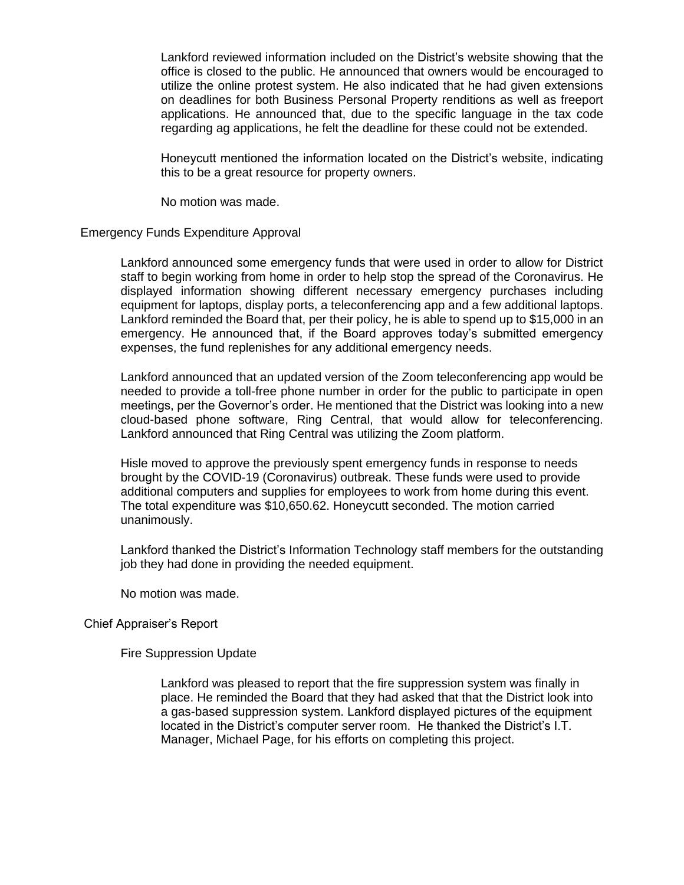Lankford reviewed information included on the District's website showing that the office is closed to the public. He announced that owners would be encouraged to utilize the online protest system. He also indicated that he had given extensions on deadlines for both Business Personal Property renditions as well as freeport applications. He announced that, due to the specific language in the tax code regarding ag applications, he felt the deadline for these could not be extended.

Honeycutt mentioned the information located on the District's website, indicating this to be a great resource for property owners.

No motion was made.

## Emergency Funds Expenditure Approval

Lankford announced some emergency funds that were used in order to allow for District staff to begin working from home in order to help stop the spread of the Coronavirus. He displayed information showing different necessary emergency purchases including equipment for laptops, display ports, a teleconferencing app and a few additional laptops. Lankford reminded the Board that, per their policy, he is able to spend up to $15,000 in an emergency. He announced that, if the Board approves today's submitted emergency expenses, the fund replenishes for any additional emergency needs.

Lankford announced that an updated version of the Zoom teleconferencing app would be needed to provide a toll-free phone number in order for the public to participate in open meetings, per the Governor's order. He mentioned that the District was looking into a new cloud-based phone software, Ring Central, that would allow for teleconferencing. Lankford announced that Ring Central was utilizing the Zoom platform.

Hisle moved to approve the previously spent emergency funds in response to needs brought by the COVID-19 (Coronavirus) outbreak. These funds were used to provide additional computers and supplies for employees to work from home during this event. The total expenditure was $10,650.62. Honeycutt seconded. The motion carried unanimously.

Lankford thanked the District's Information Technology staff members for the outstanding job they had done in providing the needed equipment.

No motion was made.

## Chief Appraiser's Report

### Fire Suppression Update

Lankford was pleased to report that the fire suppression system was finally in place. He reminded the Board that they had asked that that the District look into a gas-based suppression system. Lankford displayed pictures of the equipment located in the District's computer server room. He thanked the District's I.T. Manager, Michael Page, for his efforts on completing this project.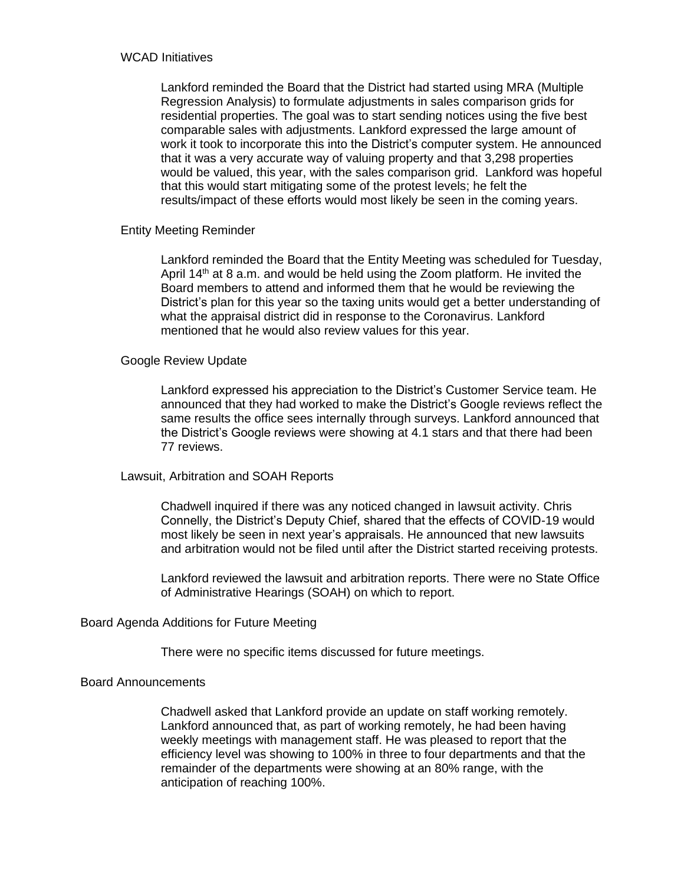### WCAD Initiatives

Lankford reminded the Board that the District had started using MRA (Multiple Regression Analysis) to formulate adjustments in sales comparison grids for residential properties. The goal was to start sending notices using the five best comparable sales with adjustments. Lankford expressed the large amount of work it took to incorporate this into the District's computer system. He announced that it was a very accurate way of valuing property and that 3,298 properties would be valued, this year, with the sales comparison grid. Lankford was hopeful that this would start mitigating some of the protest levels; he felt the results/impact of these efforts would most likely be seen in the coming years.

### Entity Meeting Reminder

Lankford reminded the Board that the Entity Meeting was scheduled for Tuesday, April 14th at 8 a.m. and would be held using the Zoom platform. He invited the Board members to attend and informed them that he would be reviewing the District's plan for this year so the taxing units would get a better understanding of what the appraisal district did in response to the Coronavirus. Lankford mentioned that he would also review values for this year.

### Google Review Update

Lankford expressed his appreciation to the District's Customer Service team. He announced that they had worked to make the District's Google reviews reflect the same results the office sees internally through surveys. Lankford announced that the District's Google reviews were showing at 4.1 stars and that there had been 77 reviews.

### Lawsuit, Arbitration and SOAH Reports

Chadwell inquired if there was any noticed changed in lawsuit activity. Chris Connelly, the District's Deputy Chief, shared that the effects of COVID-19 would most likely be seen in next year's appraisals. He announced that new lawsuits and arbitration would not be filed until after the District started receiving protests.

Lankford reviewed the lawsuit and arbitration reports. There were no State Office of Administrative Hearings (SOAH) on which to report.

## Board Agenda Additions for Future Meeting

There were no specific items discussed for future meetings.

## Board Announcements

Chadwell asked that Lankford provide an update on staff working remotely. Lankford announced that, as part of working remotely, he had been having weekly meetings with management staff. He was pleased to report that the efficiency level was showing to 100% in three to four departments and that the remainder of the departments were showing at an 80% range, with the anticipation of reaching 100%.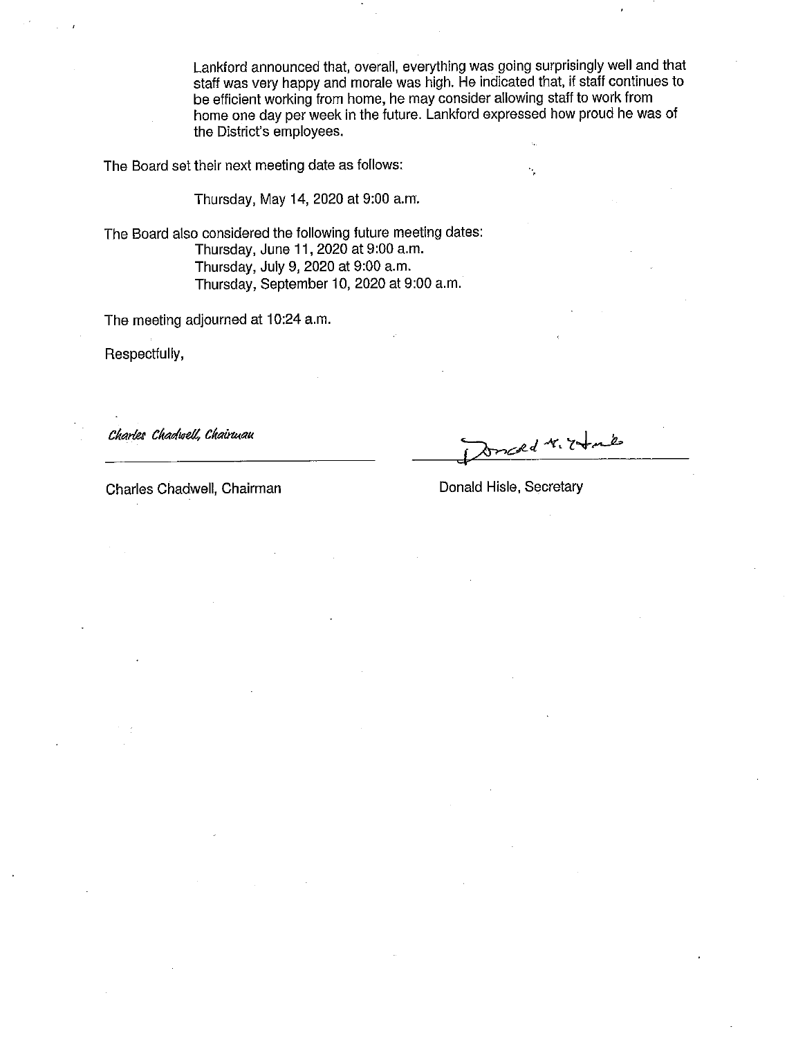Lankford announced that, overall, everything was going surprisingly well and that staff was very happy and morale was high. He indicated that, if staff continues to be efficient working from home, he may consider allowing staff to work from home one day per week in the future. Lankford expressed how proud he was of the District's employees.

The Board set their next meeting date as follows:

Thursday, May 14, 2020 at 9:00 a.m.

The Board also considered the following future meeting dates:

Thursday, June 11, 2020 at 9:00 a.m.
Thursday, July 9, 2020 at 9:00 a.m.
Thursday, September 10, 2020 at 9:00 a.m.

The meeting adjourned at 10:24 a.m.

Respectfully,

*Charles Chadwell, Chairman*

Charles Chadwell, Chairman

Donald Hisle, Secretary